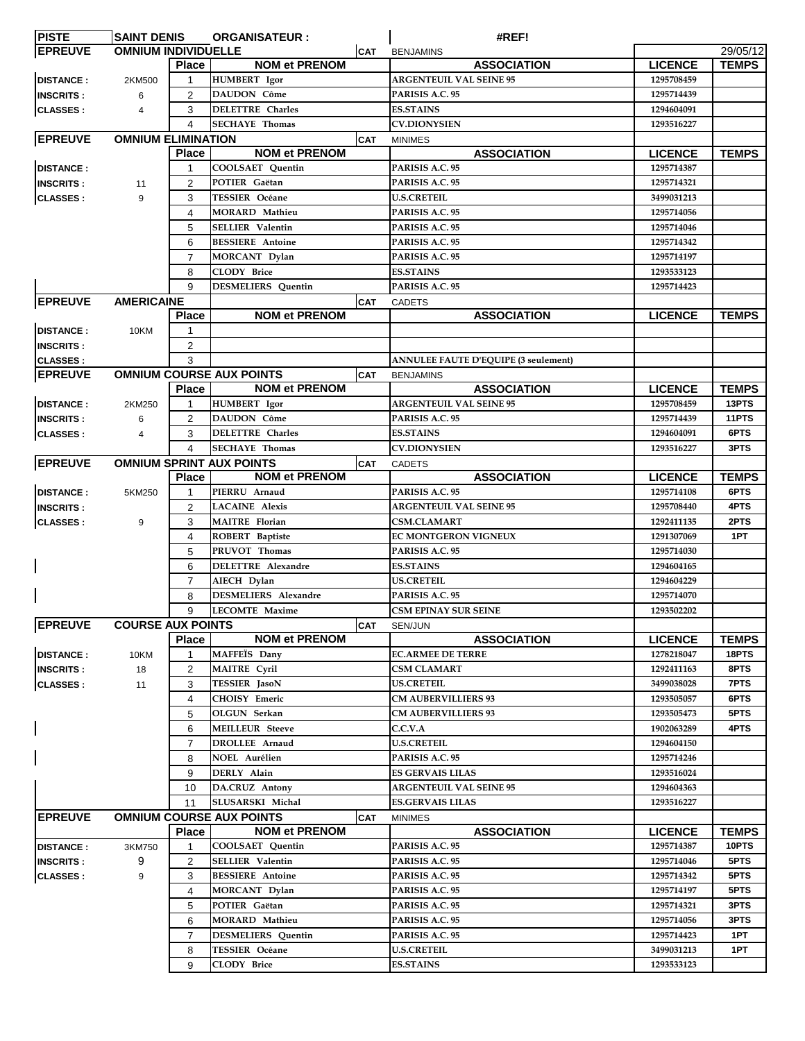| PISTE | SAINT DENIS | | ORGANISATEUR : | | #REF! | | |
|---|---|---|---|---|---|---|---|
| EPREUVE | OMNIUM INDIVIDUELLE | | | CAT | BENJAMINS | | 29/05/12 |
| | | Place | NOM et PRENOM | | ASSOCIATION | LICENCE | TEMPS |
| DISTANCE : | 2KM500 | 1 | HUMBERT Igor | | ARGENTEUIL VAL SEINE 95 | 1295708459 | |
| INSCRITS : | 6 | 2 | DAUDON Côme | | PARISIS A.C. 95 | 1295714439 | |
| CLASSES : | 4 | 3 | DELETTRE Charles | | ES.STAINS | 1294604091 | |
| | | 4 | SECHAYE Thomas | | CV.DIONYSIEN | 1293516227 | |
| EPREUVE | OMNIUM ELIMINATION | | | CAT | MINIMES | | |
| | | Place | NOM et PRENOM | | ASSOCIATION | LICENCE | TEMPS |
| DISTANCE : | | 1 | COOLSAET Quentin | | PARISIS A.C. 95 | 1295714387 | |
| INSCRITS : | 11 | 2 | POTIER Gaëtan | | PARISIS A.C. 95 | 1295714321 | |
| CLASSES : | 9 | 3 | TESSIER Océane | | U.S.CRETEIL | 3499031213 | |
| | | 4 | MORARD Mathieu | | PARISIS A.C. 95 | 1295714056 | |
| | | 5 | SELLIER Valentin | | PARISIS A.C. 95 | 1295714046 | |
| | | 6 | BESSIERE Antoine | | PARISIS A.C. 95 | 1295714342 | |
| | | 7 | MORCANT Dylan | | PARISIS A.C. 95 | 1295714197 | |
| | | 8 | CLODY Brice | | ES.STAINS | 1293533123 | |
| | | 9 | DESMELIERS Quentin | | PARISIS A.C. 95 | 1295714423 | |
| EPREUVE | AMERICAINE | | | CAT | CADETS | | |
| | | Place | NOM et PRENOM | | ASSOCIATION | LICENCE | TEMPS |
| DISTANCE : | 10KM | 1 | | | | | |
| INSCRITS : | | 2 | | | | | |
| CLASSES : | | 3 | | | ANNULEE FAUTE D'EQUIPE (3 seulement) | | |
| EPREUVE | OMNIUM COURSE AUX POINTS | | | CAT | BENJAMINS | | |
| | | Place | NOM et PRENOM | | ASSOCIATION | LICENCE | TEMPS |
| DISTANCE : | 2KM250 | 1 | HUMBERT Igor | | ARGENTEUIL VAL SEINE 95 | 1295708459 | 13PTS |
| INSCRITS : | 6 | 2 | DAUDON Côme | | PARISIS A.C. 95 | 1295714439 | 11PTS |
| CLASSES : | 4 | 3 | DELETTRE Charles | | ES.STAINS | 1294604091 | 6PTS |
| | | 4 | SECHAYE Thomas | | CV.DIONYSIEN | 1293516227 | 3PTS |
| EPREUVE | OMNIUM SPRINT AUX POINTS | | | CAT | CADETS | | |
| | | Place | NOM et PRENOM | | ASSOCIATION | LICENCE | TEMPS |
| DISTANCE : | 5KM250 | 1 | PIERRU Arnaud | | PARISIS A.C. 95 | 1295714108 | 6PTS |
| INSCRITS : | | 2 | LACAINE Alexis | | ARGENTEUIL VAL SEINE 95 | 1295708440 | 4PTS |
| CLASSES : | 9 | 3 | MAITRE Florian | | CSM.CLAMART | 1292411135 | 2PTS |
| | | 4 | ROBERT Baptiste | | EC MONTGERON VIGNEUX | 1291307069 | 1PT |
| | | 5 | PRUVOT Thomas | | PARISIS A.C. 95 | 1295714030 | |
| | | 6 | DELETTRE Alexandre | | ES.STAINS | 1294604165 | |
| | | 7 | AIECH Dylan | | US.CRETEIL | 1294604229 | |
| | | 8 | DESMELIERS Alexandre | | PARISIS A.C. 95 | 1295714070 | |
| | | 9 | LECOMTE Maxime | | CSM EPINAY SUR SEINE | 1293502202 | |
| EPREUVE | COURSE AUX POINTS | | | CAT | SEN/JUN | | |
| | | Place | NOM et PRENOM | | ASSOCIATION | LICENCE | TEMPS |
| DISTANCE : | 10KM | 1 | MAFFEÏS Dany | | EC.ARMEE DE TERRE | 1278218047 | 18PTS |
| INSCRITS : | 18 | 2 | MAITRE Cyril | | CSM CLAMART | 1292411163 | 8PTS |
| CLASSES : | 11 | 3 | TESSIER JasoN | | US.CRETEIL | 3499038028 | 7PTS |
| | | 4 | CHOISY Emeric | | CM AUBERVILLIERS 93 | 1293505057 | 6PTS |
| | | 5 | OLGUN Serkan | | CM AUBERVILLIERS 93 | 1293505473 | 5PTS |
| | | 6 | MEILLEUR Steeve | | C.C.V.A | 1902063289 | 4PTS |
| | | 7 | DROLLEE Arnaud | | U.S.CRETEIL | 1294604150 | |
| | | 8 | NOEL Aurélien | | PARISIS A.C. 95 | 1295714246 | |
| | | 9 | DERLY Alain | | ES GERVAIS LILAS | 1293516024 | |
| | | 10 | DA.CRUZ Antony | | ARGENTEUIL VAL SEINE 95 | 1294604363 | |
| | | 11 | SLUSARSKI Michal | | ES.GERVAIS LILAS | 1293516227 | |
| EPREUVE | OMNIUM COURSE AUX POINTS | | | CAT | MINIMES | | |
| | | Place | NOM et PRENOM | | ASSOCIATION | LICENCE | TEMPS |
| DISTANCE : | 3KM750 | 1 | COOLSAET Quentin | | PARISIS A.C. 95 | 1295714387 | 10PTS |
| INSCRITS : | 9 | 2 | SELLIER Valentin | | PARISIS A.C. 95 | 1295714046 | 5PTS |
| CLASSES : | 9 | 3 | BESSIERE Antoine | | PARISIS A.C. 95 | 1295714342 | 5PTS |
| | | 4 | MORCANT Dylan | | PARISIS A.C. 95 | 1295714197 | 5PTS |
| | | 5 | POTIER Gaëtan | | PARISIS A.C. 95 | 1295714321 | 3PTS |
| | | 6 | MORARD Mathieu | | PARISIS A.C. 95 | 1295714056 | 3PTS |
| | | 7 | DESMELIERS Quentin | | PARISIS A.C. 95 | 1295714423 | 1PT |
| | | 8 | TESSIER Océane | | U.S.CRETEIL | 3499031213 | 1PT |
| | | 9 | CLODY Brice | | ES.STAINS | 1293533123 | |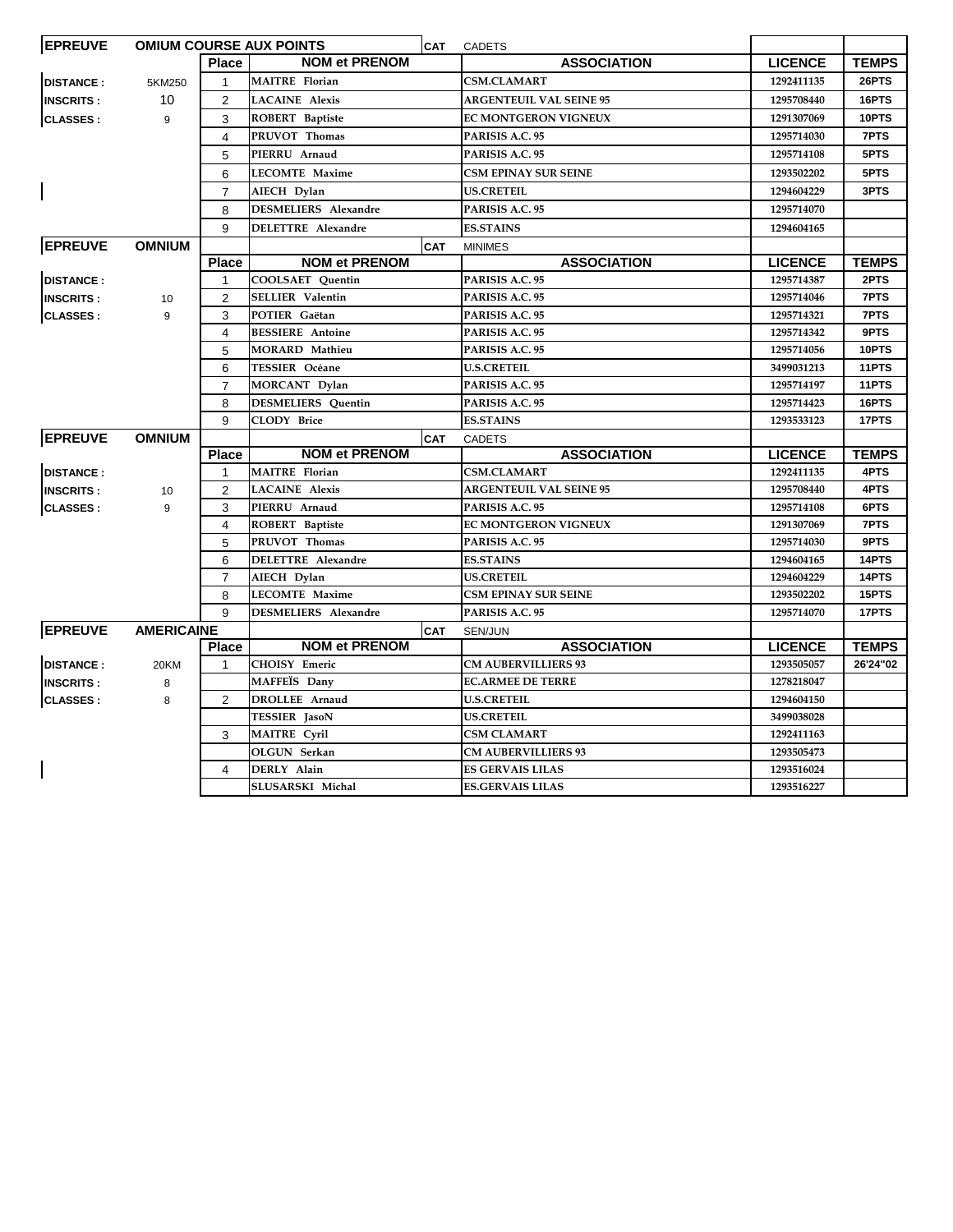| EPREUVE | OMIUM COURSE AUX POINTS | Place | NOM et PRENOM | ASSOCIATION | LICENCE | TEMPS |
|---|---|---|---|---|---|---|
| CAT | CADETS | | | | | |
| DISTANCE : | 5KM250 | 1 | MAITRE Florian | CSM.CLAMART | 1292411135 | 26PTS |
| INSCRITS : | 10 | 2 | LACAINE Alexis | ARGENTEUIL VAL SEINE 95 | 1295708440 | 16PTS |
| CLASSES : | 9 | 3 | ROBERT Baptiste | EC MONTGERON VIGNEUX | 1291307069 | 10PTS |
| | | 4 | PRUVOT Thomas | PARISIS A.C. 95 | 1295714030 | 7PTS |
| | | 5 | PIERRU Arnaud | PARISIS A.C. 95 | 1295714108 | 5PTS |
| | | 6 | LECOMTE Maxime | CSM EPINAY SUR SEINE | 1293502202 | 5PTS |
| | | 7 | AIECH Dylan | US.CRETEIL | 1294604229 | 3PTS |
| | | 8 | DESMELIERS Alexandre | PARISIS A.C. 95 | 1295714070 | |
| | | 9 | DELETTRE Alexandre | ES.STAINS | 1294604165 | |

| EPREUVE | OMNIUM | Place | NOM et PRENOM | ASSOCIATION | LICENCE | TEMPS |
|---|---|---|---|---|---|---|
| CAT | MINIMES | | | | | |
| DISTANCE : | | 1 | COOLSAET Quentin | PARISIS A.C. 95 | 1295714387 | 2PTS |
| INSCRITS : | 10 | 2 | SELLIER Valentin | PARISIS A.C. 95 | 1295714046 | 7PTS |
| CLASSES : | 9 | 3 | POTIER Gaëtan | PARISIS A.C. 95 | 1295714321 | 7PTS |
| | | 4 | BESSIERE Antoine | PARISIS A.C. 95 | 1295714342 | 9PTS |
| | | 5 | MORARD Mathieu | PARISIS A.C. 95 | 1295714056 | 10PTS |
| | | 6 | TESSIER Océane | U.S.CRETEIL | 3499031213 | 11PTS |
| | | 7 | MORCANT Dylan | PARISIS A.C. 95 | 1295714197 | 11PTS |
| | | 8 | DESMELIERS Quentin | PARISIS A.C. 95 | 1295714423 | 16PTS |
| | | 9 | CLODY Brice | ES.STAINS | 1293533123 | 17PTS |

| EPREUVE | OMNIUM | Place | NOM et PRENOM | ASSOCIATION | LICENCE | TEMPS |
|---|---|---|---|---|---|---|
| CAT | CADETS | | | | | |
| DISTANCE : | | 1 | MAITRE Florian | CSM.CLAMART | 1292411135 | 4PTS |
| INSCRITS : | 10 | 2 | LACAINE Alexis | ARGENTEUIL VAL SEINE 95 | 1295708440 | 4PTS |
| CLASSES : | 9 | 3 | PIERRU Arnaud | PARISIS A.C. 95 | 1295714108 | 6PTS |
| | | 4 | ROBERT Baptiste | EC MONTGERON VIGNEUX | 1291307069 | 7PTS |
| | | 5 | PRUVOT Thomas | PARISIS A.C. 95 | 1295714030 | 9PTS |
| | | 6 | DELETTRE Alexandre | ES.STAINS | 1294604165 | 14PTS |
| | | 7 | AIECH Dylan | US.CRETEIL | 1294604229 | 14PTS |
| | | 8 | LECOMTE Maxime | CSM EPINAY SUR SEINE | 1293502202 | 15PTS |
| | | 9 | DESMELIERS Alexandre | PARISIS A.C. 95 | 1295714070 | 17PTS |

| EPREUVE | AMERICAINE | Place | NOM et PRENOM | ASSOCIATION | LICENCE | TEMPS |
|---|---|---|---|---|---|---|
| CAT | SEN/JUN | | | | | |
| DISTANCE : | 20KM | 1 | CHOISY Emeric | CM AUBERVILLIERS 93 | 1293505057 | 26'24"02 |
| INSCRITS : | 8 | | MAFFEÏS Dany | EC.ARMEE DE TERRE | 1278218047 | |
| CLASSES : | 8 | 2 | DROLLEE Arnaud | U.S.CRETEIL | 1294604150 | |
| | | | TESSIER JasoN | US.CRETEIL | 3499038028 | |
| | | 3 | MAITRE Cyril | CSM CLAMART | 1292411163 | |
| | | | OLGUN Serkan | CM AUBERVILLIERS 93 | 1293505473 | |
| | | 4 | DERLY Alain | ES GERVAIS LILAS | 1293516024 | |
| | | | SLUSARSKI Michal | ES.GERVAIS LILAS | 1293516227 | |